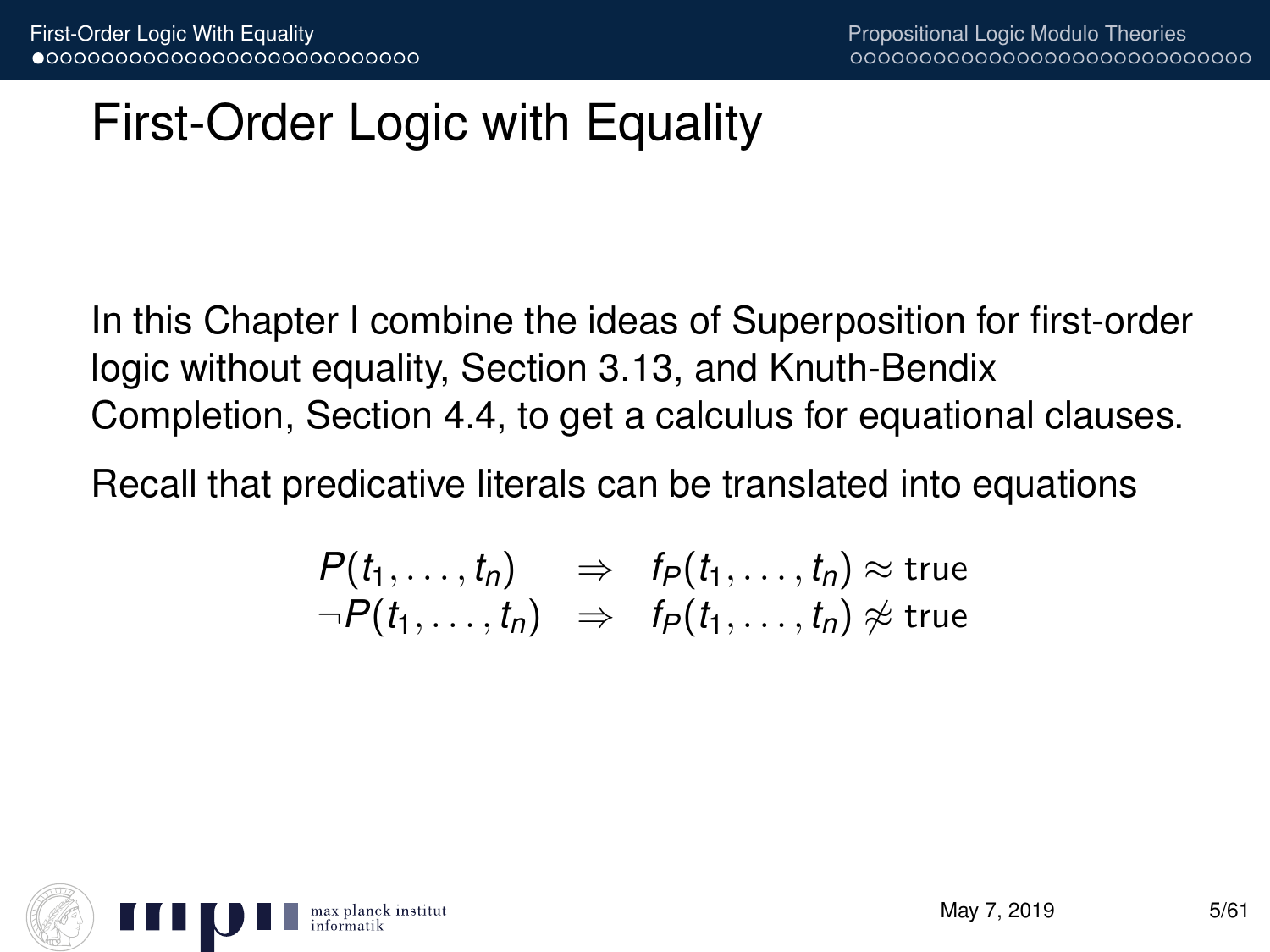# First-Order Logic with Equality

In this Chapter I combine the ideas of Superposition for first-order logic without equality, Section 3.13, and Knuth-Bendix Completion, Section 4.4, to get a calculus for equational clauses.

Recall that predicative literals can be translated into equations

$$
\begin{array}{lcl}
P(t_1, \ldots, t_n) & \Rightarrow & f_P(t_1, \ldots, t_n) \approx \mathsf{true} \\
\neg P(t_1, \ldots, t_n) & \Rightarrow & f_P(t_1, \ldots, t_n) \not\approx \mathsf{true}
\end{array}
$$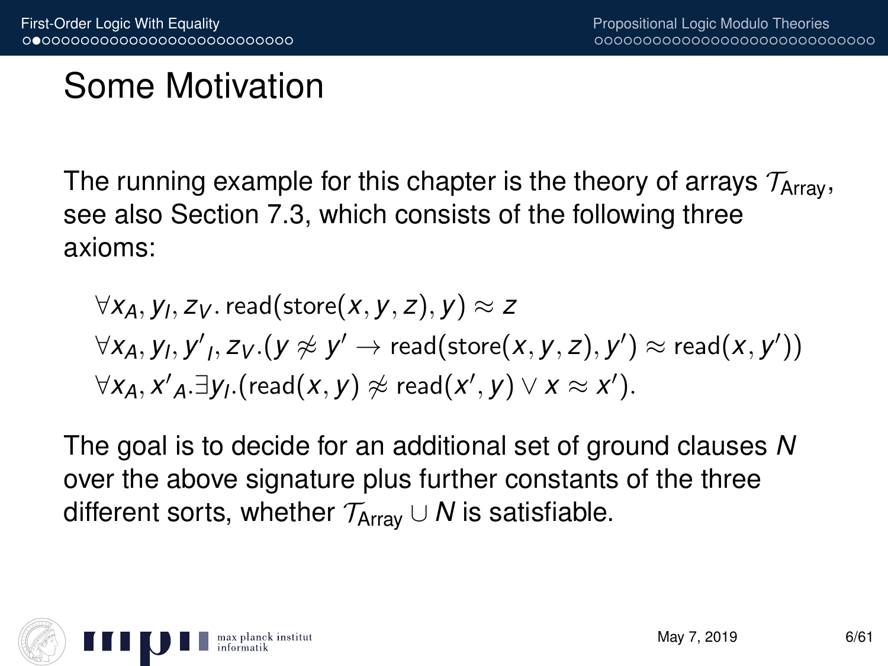# Some Motivation

The running example for this chapter is the theory of arrays $\mathcal{T}_{\text{Array}}$, see also Section 7.3, which consists of the following three axioms:

$$
\begin{aligned}
&\forall x_A, y_I, z_V.\, \text{read}(\text{store}(x, y, z), y) \approx z \\
&\forall x_A, y_I, y'_I, z_V.(y \not\approx y' \rightarrow \text{read}(\text{store}(x, y, z), y') \approx \text{read}(x, y')) \\
&\forall x_A, x'_A.\exists y_I.(\text{read}(x, y) \not\approx \text{read}(x', y) \vee x \approx x').
\end{aligned}
$$

The goal is to decide for an additional set of ground clauses $N$ over the above signature plus further constants of the three different sorts, whether $\mathcal{T}_{\text{Array}} \cup N$ is satisfiable.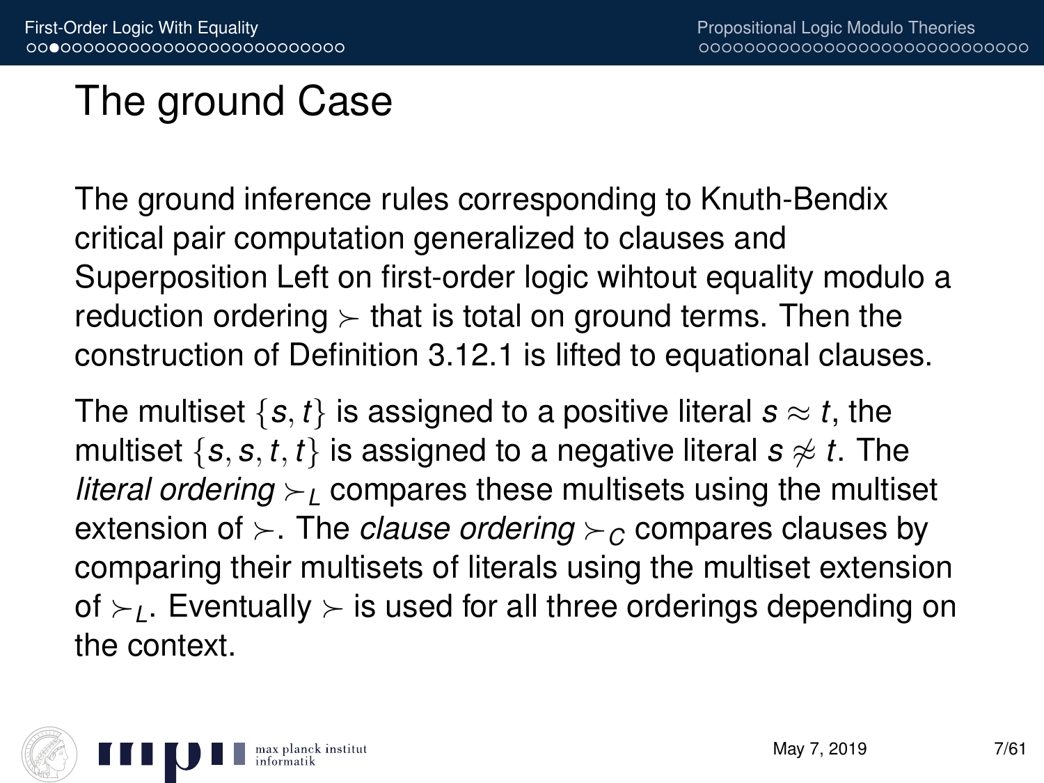# The ground Case

The ground inference rules corresponding to Knuth-Bendix critical pair computation generalized to clauses and Superposition Left on first-order logic wihtout equality modulo a reduction ordering $\succ$ that is total on ground terms. Then the construction of Definition 3.12.1 is lifted to equational clauses.

The multiset $\{s, t\}$ is assigned to a positive literal $s \approx t$, the multiset $\{s, s, t, t\}$ is assigned to a negative literal $s \not\approx t$. The *literal ordering* $\succ_L$ compares these multisets using the multiset extension of $\succ$. The *clause ordering* $\succ_C$ compares clauses by comparing their multisets of literals using the multiset extension of $\succ_L$. Eventually $\succ$ is used for all three orderings depending on the context.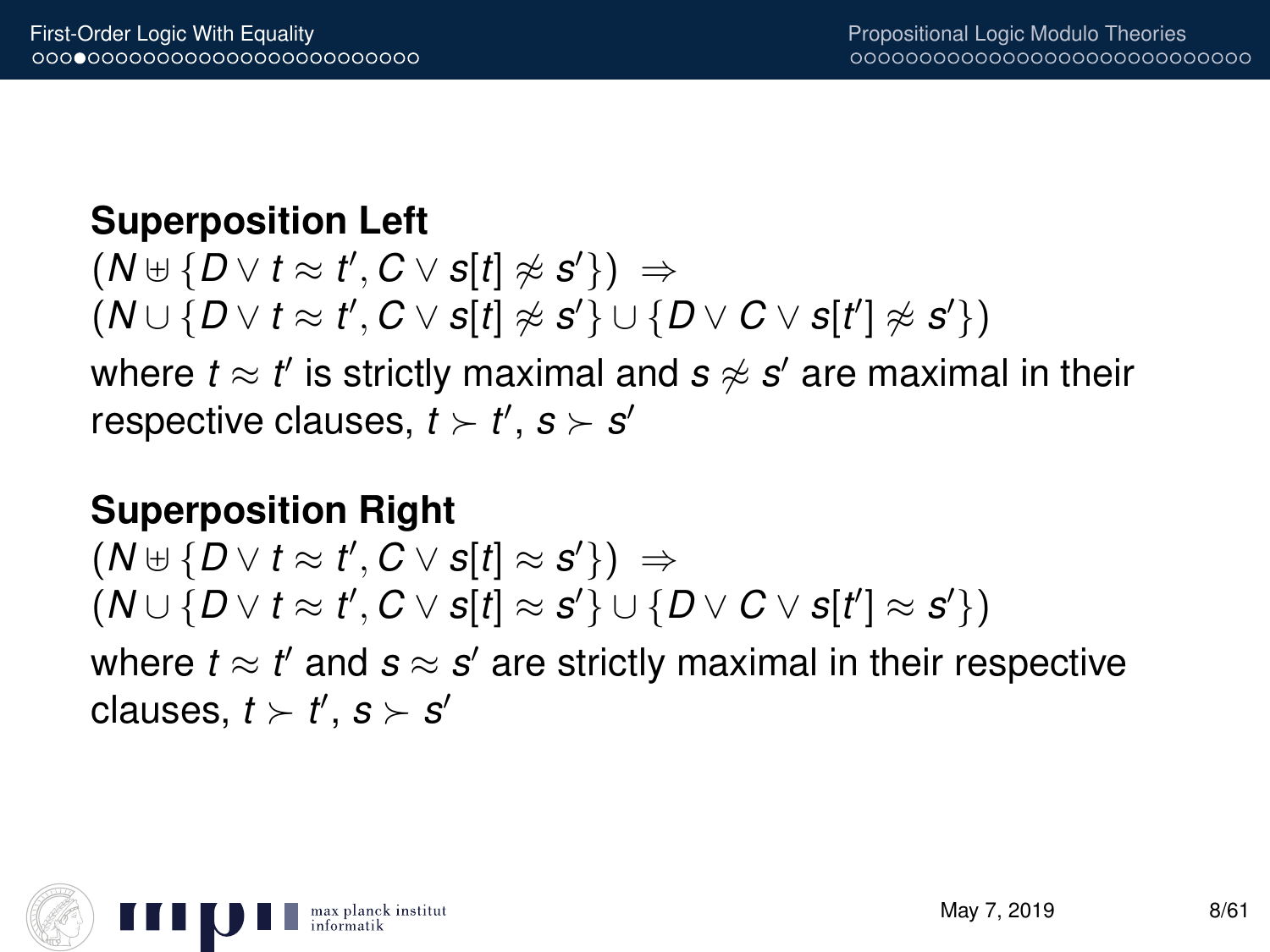**Superposition Left**

$(N \uplus \{D \vee t \approx t', C \vee s[t] \not\approx s'\}) \Rightarrow$
$(N \cup \{D \vee t \approx t', C \vee s[t] \not\approx s'\} \cup \{D \vee C \vee s[t'] \not\approx s'\})$

where $t \approx t'$ is strictly maximal and $s \not\approx s'$ are maximal in their respective clauses, $t \succ t'$, $s \succ s'$

**Superposition Right**

$(N \uplus \{D \vee t \approx t', C \vee s[t] \approx s'\}) \Rightarrow$
$(N \cup \{D \vee t \approx t', C \vee s[t] \approx s'\} \cup \{D \vee C \vee s[t'] \approx s'\})$

where $t \approx t'$ and $s \approx s'$ are strictly maximal in their respective clauses, $t \succ t'$, $s \succ s'$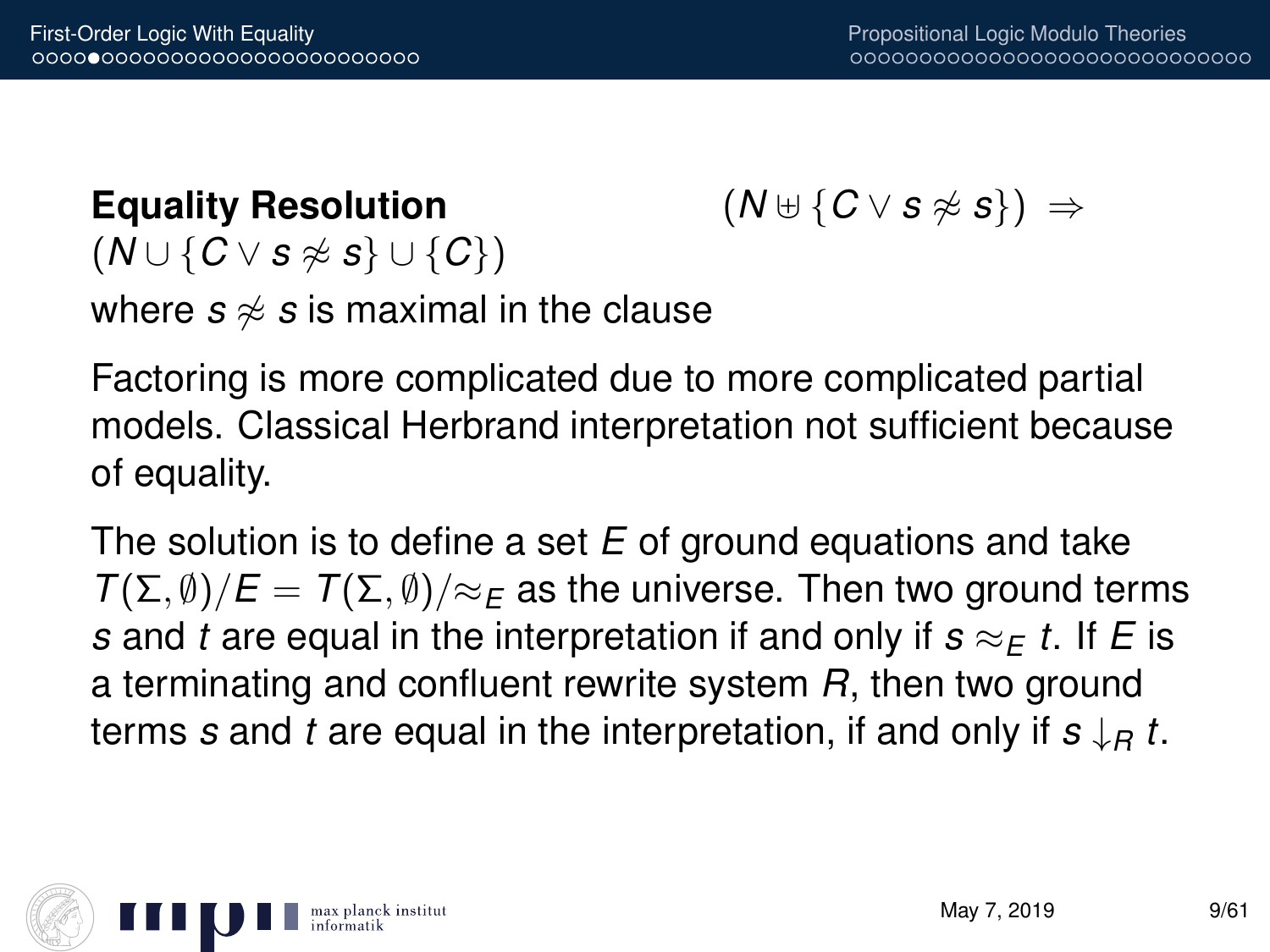**Equality Resolution** $(N \uplus \{C \vee s \not\approx s\}) \Rightarrow (N \cup \{C \vee s \not\approx s\} \cup \{C\})$

where $s \not\approx s$ is maximal in the clause

Factoring is more complicated due to more complicated partial models. Classical Herbrand interpretation not sufficient because of equality.

The solution is to define a set $E$ of ground equations and take $T(\Sigma, \emptyset)/E = T(\Sigma, \emptyset)/{\approx_E}$ as the universe. Then two ground terms $s$ and $t$ are equal in the interpretation if and only if $s \approx_E t$. If $E$ is a terminating and confluent rewrite system $R$, then two ground terms $s$ and $t$ are equal in the interpretation, if and only if $s \downarrow_R t$.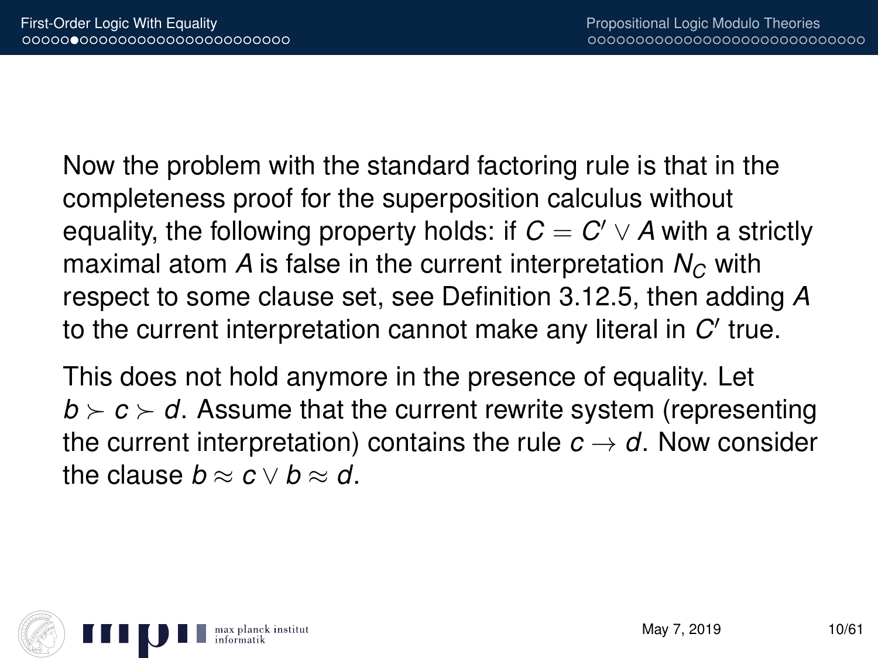Now the problem with the standard factoring rule is that in the completeness proof for the superposition calculus without equality, the following property holds: if $C = C' \vee A$ with a strictly maximal atom $A$ is false in the current interpretation $N_C$ with respect to some clause set, see Definition 3.12.5, then adding $A$ to the current interpretation cannot make any literal in $C'$ true.

This does not hold anymore in the presence of equality. Let $b \succ c \succ d$. Assume that the current rewrite system (representing the current interpretation) contains the rule $c \rightarrow d$. Now consider the clause $b \approx c \vee b \approx d$.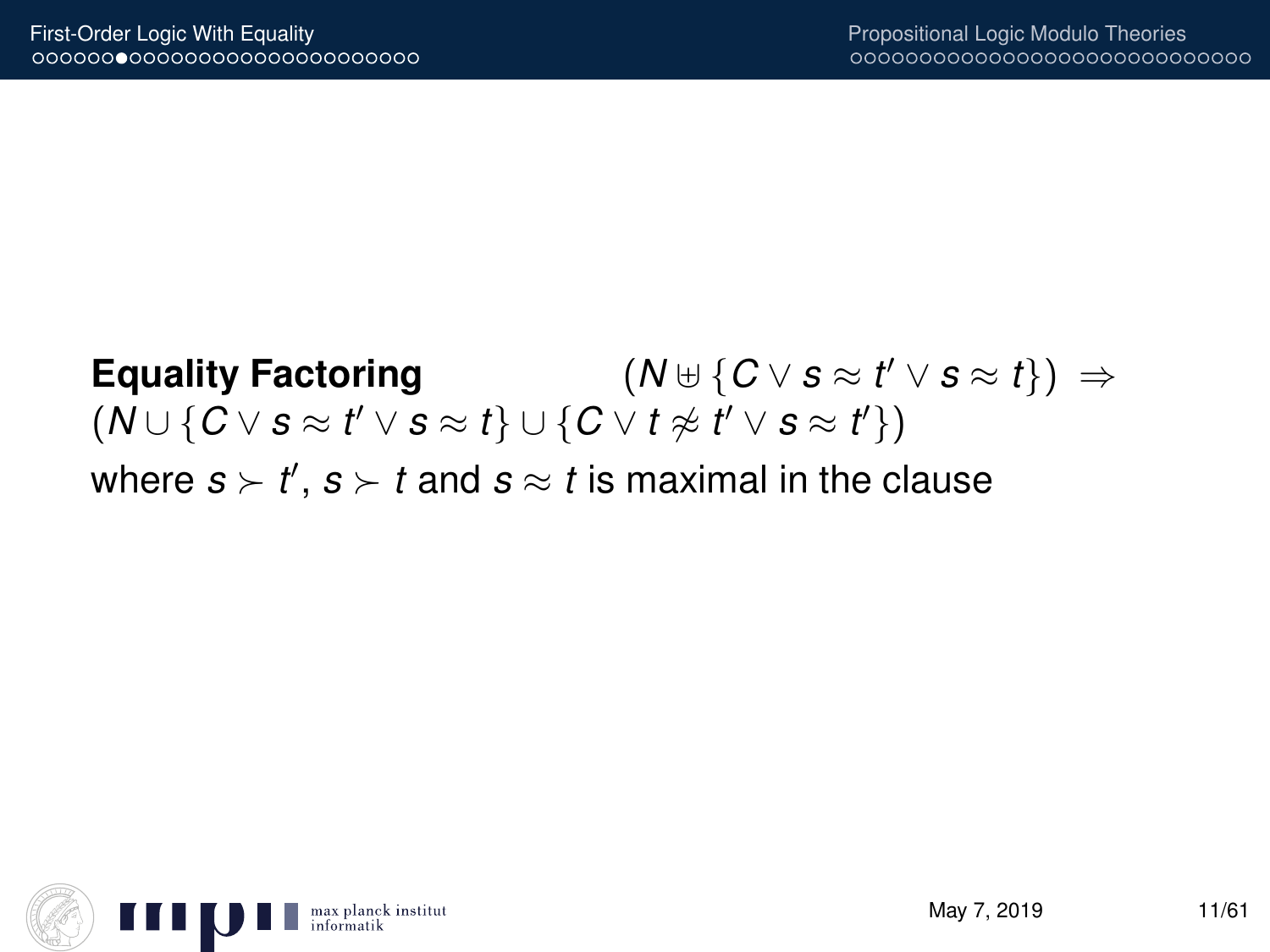**Equality Factoring** $(N \uplus \{C \vee s \approx t' \vee s \approx t\}) \Rightarrow (N \cup \{C \vee s \approx t' \vee s \approx t\} \cup \{C \vee t \not\approx t' \vee s \approx t'\})$

where $s \succ t'$, $s \succ t$ and $s \approx t$ is maximal in the clause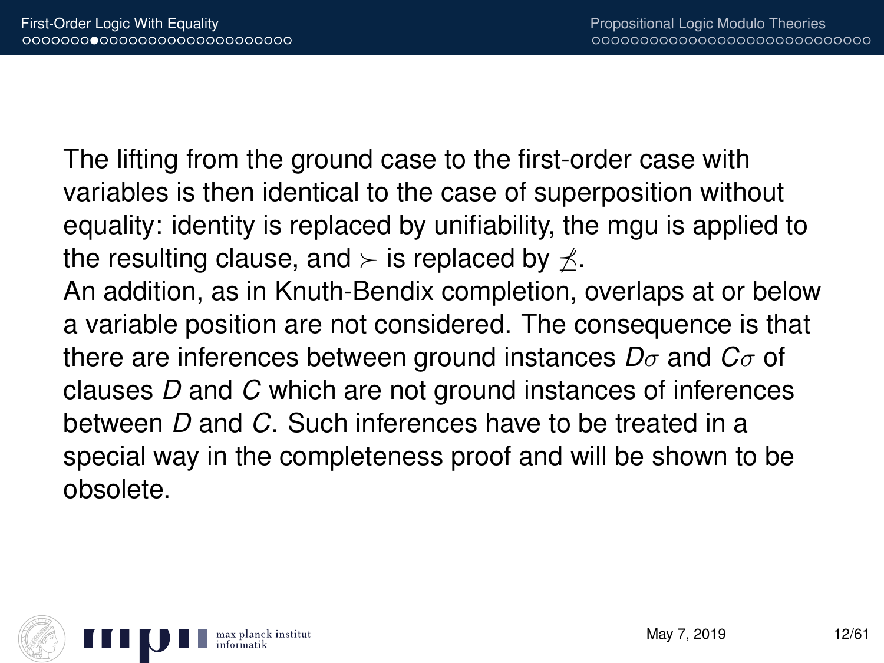The lifting from the ground case to the first-order case with variables is then identical to the case of superposition without equality: identity is replaced by unifiability, the mgu is applied to the resulting clause, and $\succ$ is replaced by $\not\preceq$.
An addition, as in Knuth-Bendix completion, overlaps at or below a variable position are not considered. The consequence is that there are inferences between ground instances $D\sigma$ and $C\sigma$ of clauses $D$ and $C$ which are not ground instances of inferences between $D$ and $C$. Such inferences have to be treated in a special way in the completeness proof and will be shown to be obsolete.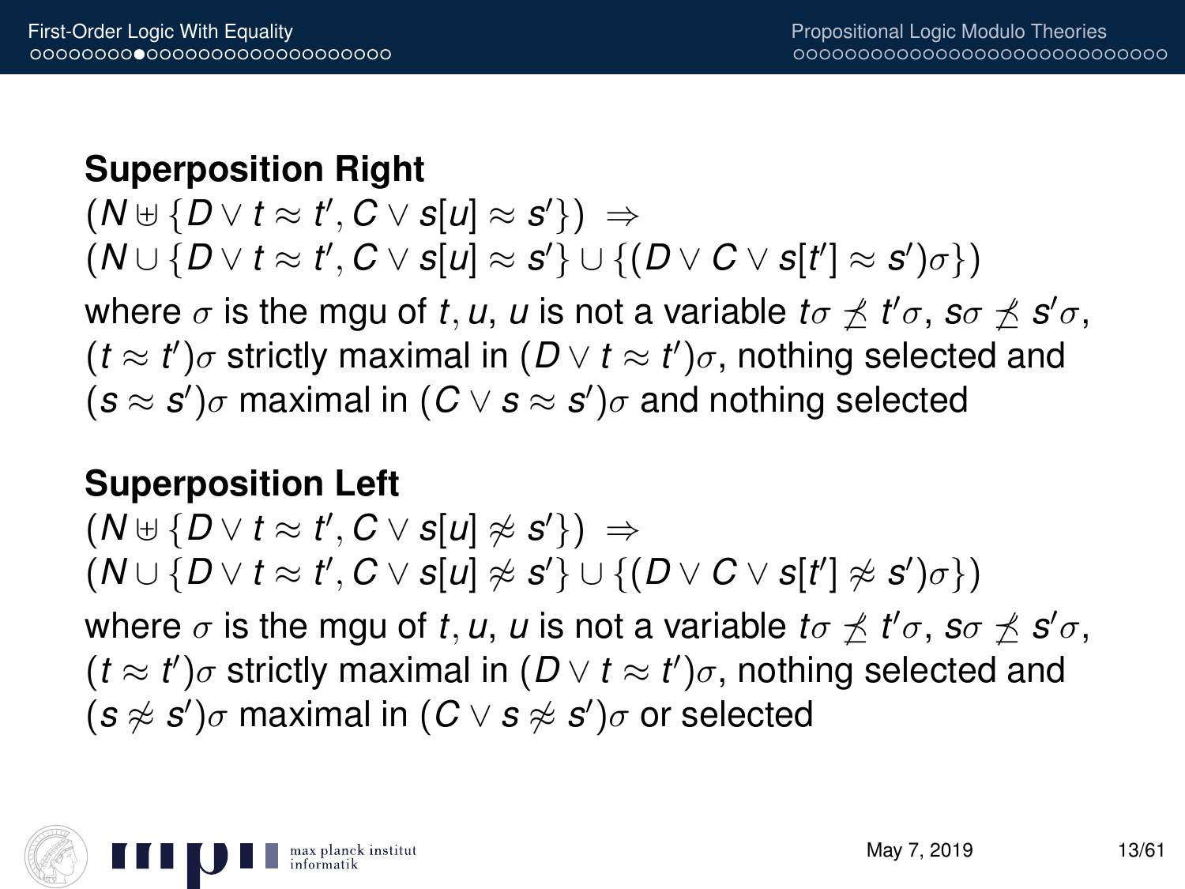**Superposition Right**

$(N \uplus \{D \vee t \approx t', C \vee s[u] \approx s'\}) \Rightarrow$
$(N \cup \{D \vee t \approx t', C \vee s[u] \approx s'\} \cup \{(D \vee C \vee s[t'] \approx s')\sigma\})$

where $\sigma$ is the mgu of $t, u$, $u$ is not a variable $t\sigma \not\preceq t'\sigma$, $s\sigma \not\preceq s'\sigma$, $(t \approx t')\sigma$ strictly maximal in $(D \vee t \approx t')\sigma$, nothing selected and $(s \approx s')\sigma$ maximal in $(C \vee s \approx s')\sigma$ and nothing selected

**Superposition Left**

$(N \uplus \{D \vee t \approx t', C \vee s[u] \not\approx s'\}) \Rightarrow$
$(N \cup \{D \vee t \approx t', C \vee s[u] \not\approx s'\} \cup \{(D \vee C \vee s[t'] \not\approx s')\sigma\})$

where $\sigma$ is the mgu of $t, u$, $u$ is not a variable $t\sigma \not\preceq t'\sigma$, $s\sigma \not\preceq s'\sigma$, $(t \approx t')\sigma$ strictly maximal in $(D \vee t \approx t')\sigma$, nothing selected and $(s \not\approx s')\sigma$ maximal in $(C \vee s \not\approx s')\sigma$ or selected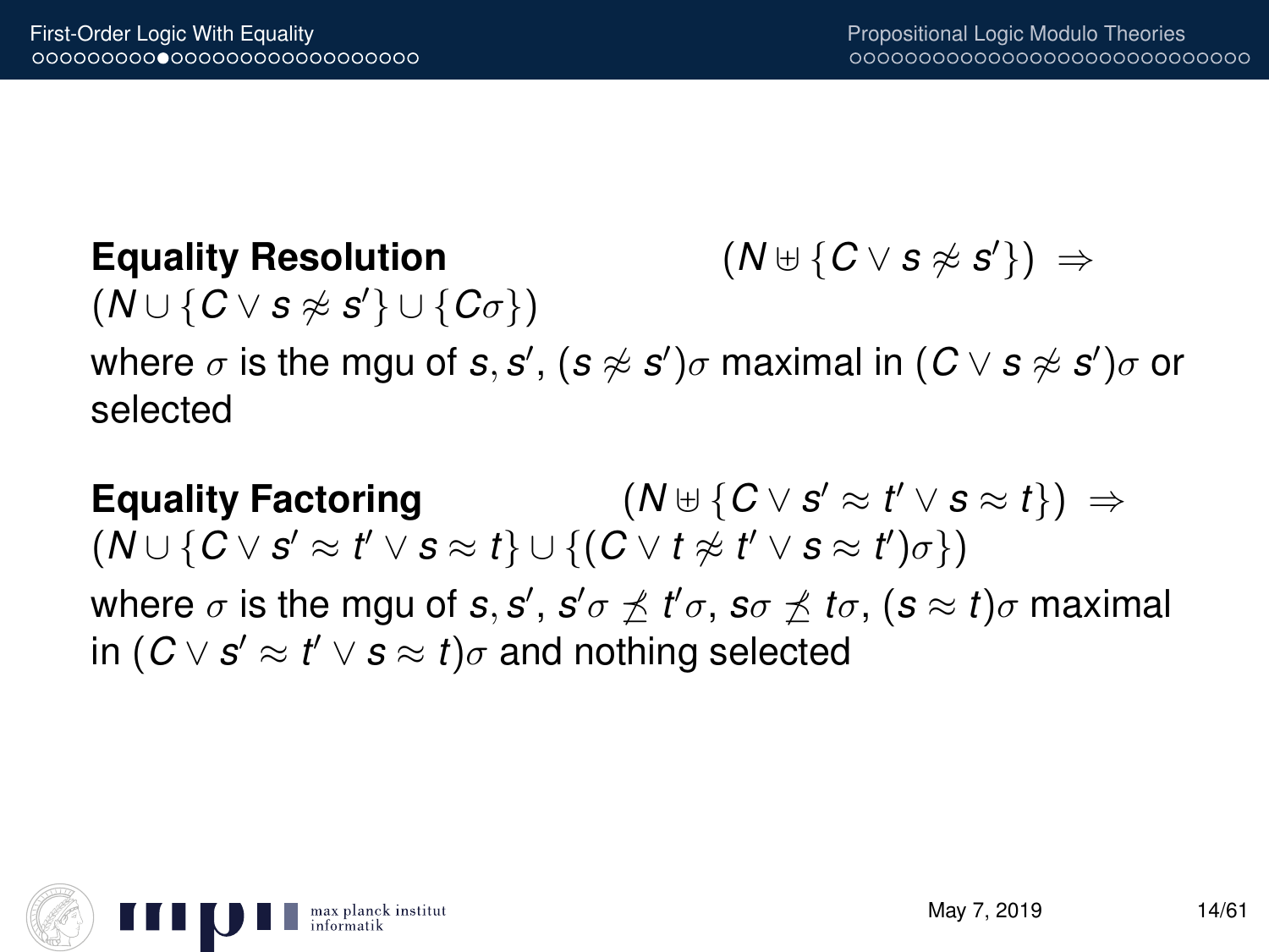**Equality Resolution** $(N \uplus \{C \vee s \not\approx s'\}) \Rightarrow (N \cup \{C \vee s \not\approx s'\} \cup \{C\sigma\})$

where $\sigma$ is the mgu of $s, s'$, $(s \not\approx s')\sigma$ maximal in $(C \vee s \not\approx s')\sigma$ or selected

**Equality Factoring** $(N \uplus \{C \vee s' \approx t' \vee s \approx t\}) \Rightarrow (N \cup \{C \vee s' \approx t' \vee s \approx t\} \cup \{(C \vee t \not\approx t' \vee s \approx t')\sigma\})$

where $\sigma$ is the mgu of $s, s'$, $s'\sigma \not\prec t'\sigma$, $s\sigma \not\prec t\sigma$, $(s \approx t)\sigma$ maximal in $(C \vee s' \approx t' \vee s \approx t)\sigma$ and nothing selected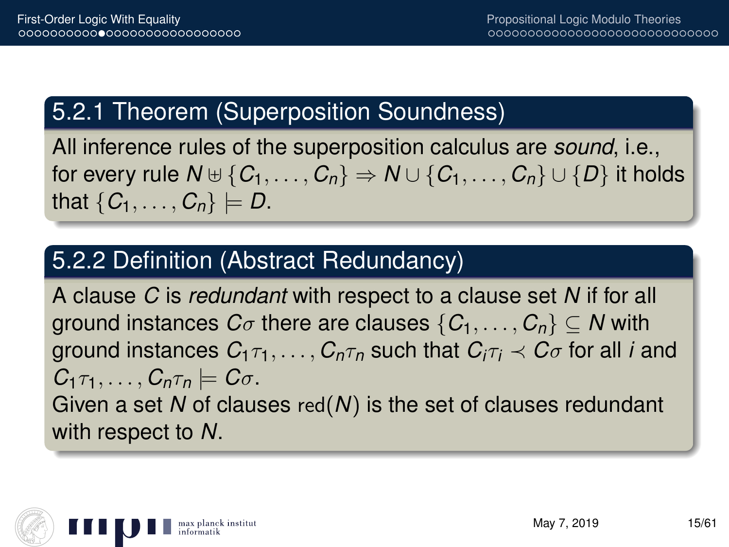### 5.2.1 Theorem (Superposition Soundness)

All inference rules of the superposition calculus are *sound*, i.e., for every rule $N \uplus \{C_1, \ldots, C_n\} \Rightarrow N \cup \{C_1, \ldots, C_n\} \cup \{D\}$ it holds that $\{C_1, \ldots, C_n\} \models D$.

### 5.2.2 Definition (Abstract Redundancy)

A clause $C$ is *redundant* with respect to a clause set $N$ if for all ground instances $C\sigma$ there are clauses $\{C_1, \ldots, C_n\} \subseteq N$ with ground instances $C_1\tau_1, \ldots, C_n\tau_n$ such that $C_i\tau_i \prec C\sigma$ for all $i$ and $C_1\tau_1, \ldots, C_n\tau_n \models C\sigma$.

Given a set $N$ of clauses $\mathrm{red}(N)$ is the set of clauses redundant with respect to $N$.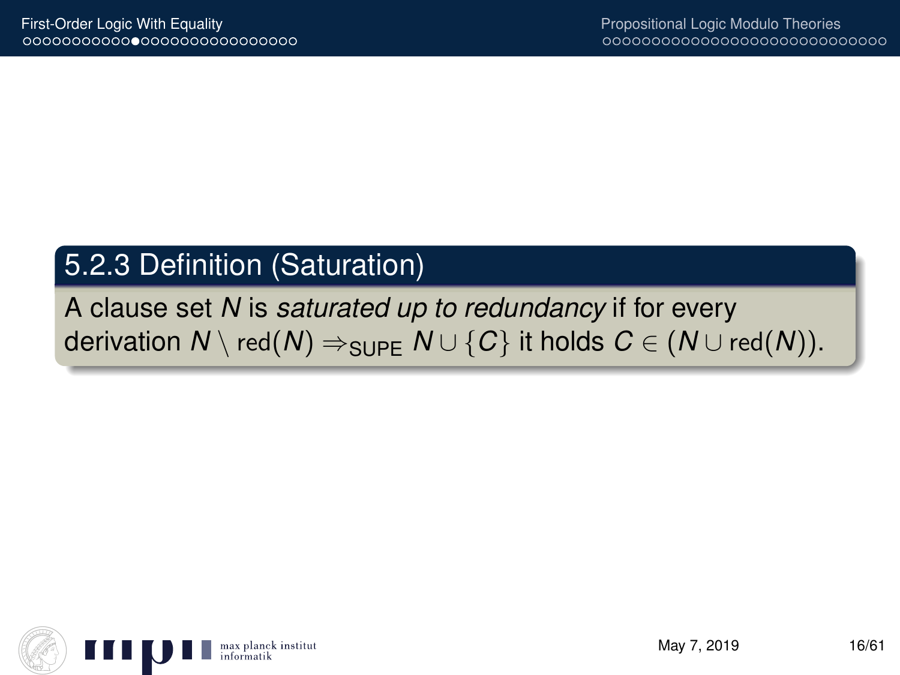## 5.2.3 Definition (Saturation)

A clause set $N$ is *saturated up to redundancy* if for every derivation $N \setminus \text{red}(N) \Rightarrow_{\text{SUPE}} N \cup \{C\}$ it holds $C \in (N \cup \text{red}(N))$.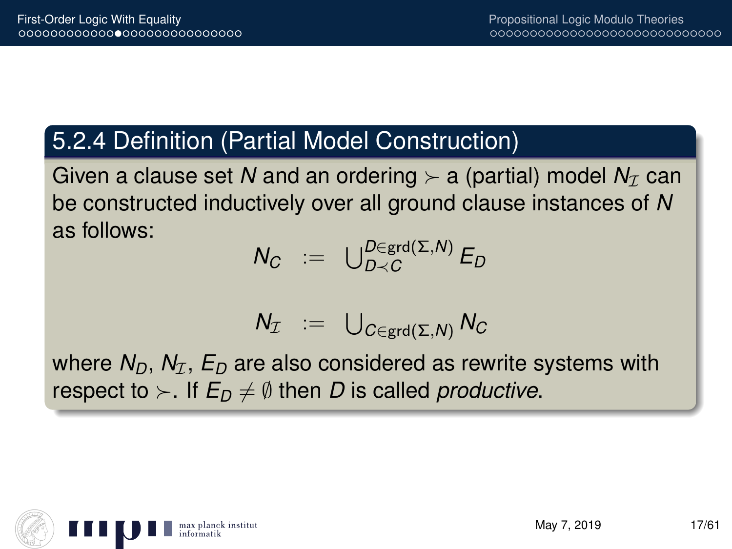### 5.2.4 Definition (Partial Model Construction)

Given a clause set $N$ and an ordering $\succ$ a (partial) model $N_{\mathcal{I}}$ can be constructed inductively over all ground clause instances of $N$ as follows:

$$N_C \quad := \quad \bigcup_{D \prec C}^{D \in \operatorname{grd}(\Sigma, N)} E_D$$

$$N_{\mathcal{I}} \quad := \quad \bigcup_{C \in \operatorname{grd}(\Sigma, N)} N_C$$

where $N_D$, $N_{\mathcal{I}}$, $E_D$ are also considered as rewrite systems with respect to $\succ$. If $E_D \neq \emptyset$ then $D$ is called *productive*.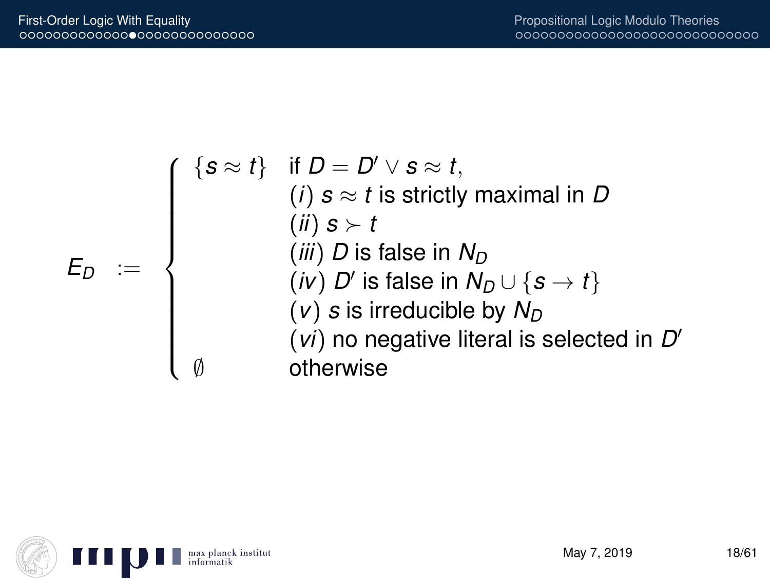$$
E_D := \begin{cases} \{s \approx t\} & \text{if } D = D' \vee s \approx t, \\ & (i)\ s \approx t \text{ is strictly maximal in } D \\ & (ii)\ s \succ t \\ & (iii)\ D \text{ is false in } N_D \\ & (iv)\ D' \text{ is false in } N_D \cup \{s \rightarrow t\} \\ & (v)\ s \text{ is irreducible by } N_D \\ & (vi) \text{ no negative literal is selected in } D' \\ \emptyset & \text{otherwise} \end{cases}
$$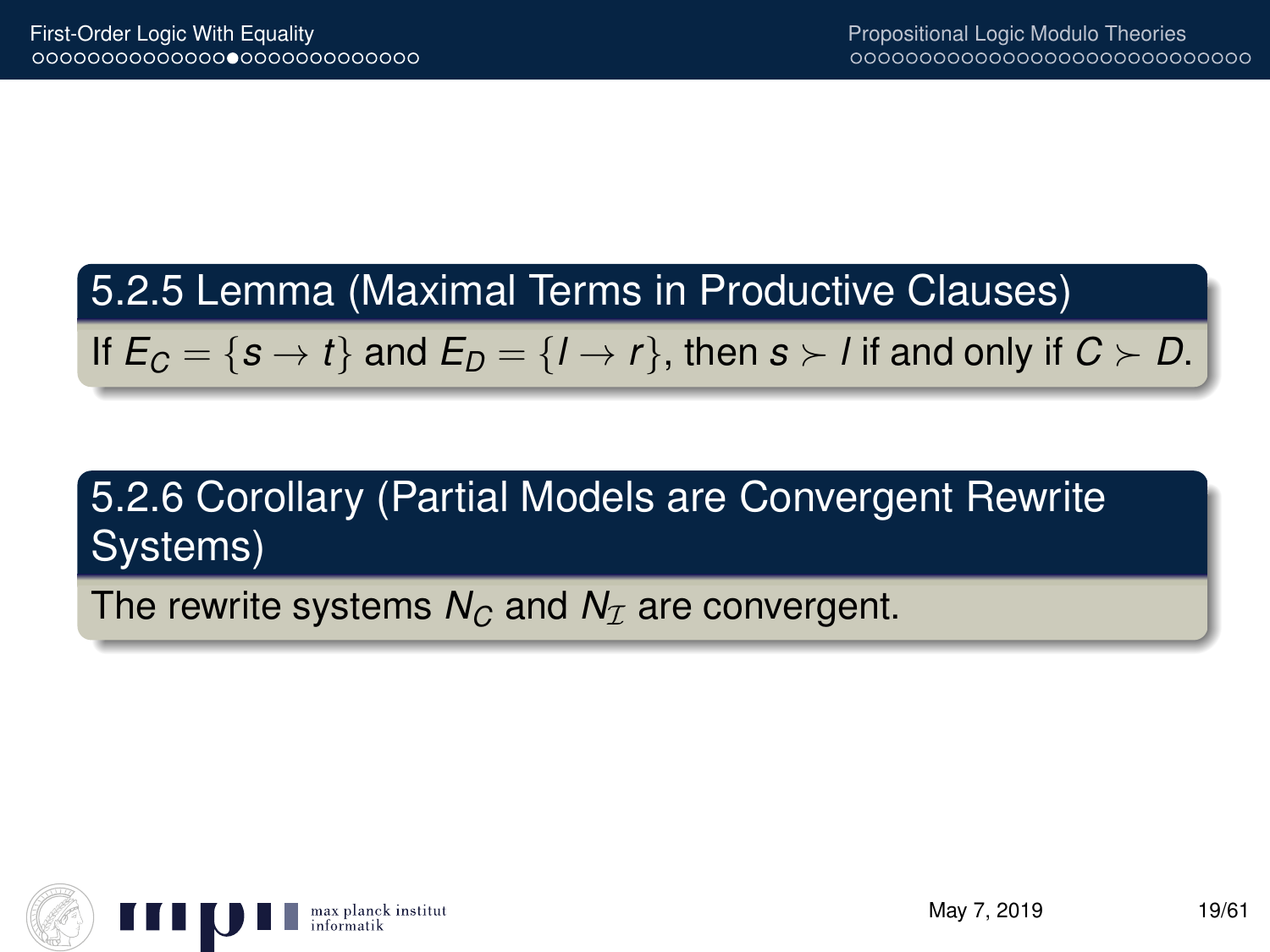### 5.2.5 Lemma (Maximal Terms in Productive Clauses)

If $E_C = \{s \rightarrow t\}$ and $E_D = \{l \rightarrow r\}$, then $s \succ l$ if and only if $C \succ D$.

### 5.2.6 Corollary (Partial Models are Convergent Rewrite Systems)

The rewrite systems $N_C$ and $N_{\mathcal{I}}$ are convergent.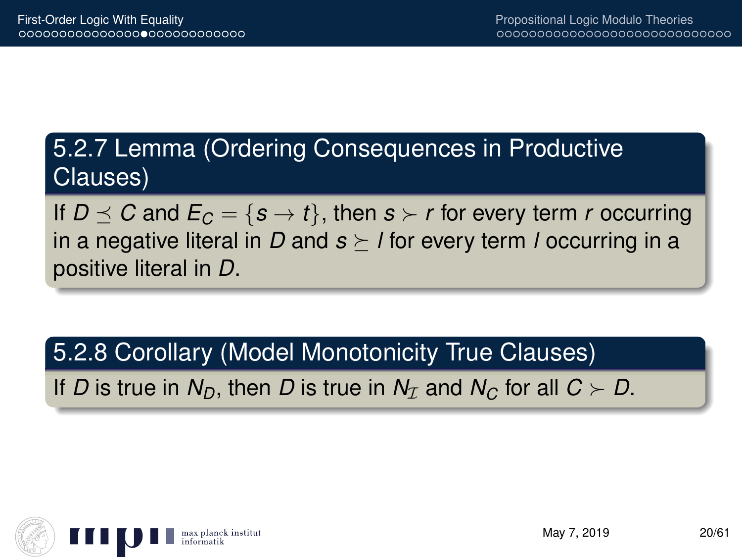### 5.2.7 Lemma (Ordering Consequences in Productive Clauses)

If $D \preceq C$ and $E_C = \{s \to t\}$, then $s \succ r$ for every term $r$ occurring in a negative literal in $D$ and $s \succeq l$ for every term $l$ occurring in a positive literal in $D$.

### 5.2.8 Corollary (Model Monotonicity True Clauses)

If $D$ is true in $N_D$, then $D$ is true in $N_{\mathcal{I}}$ and $N_C$ for all $C \succ D$.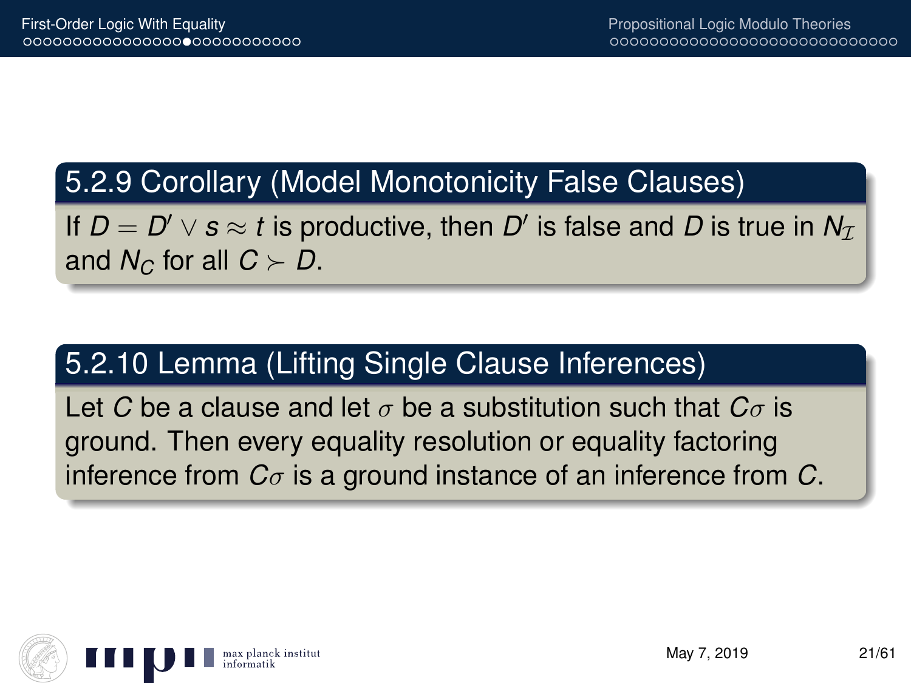### 5.2.9 Corollary (Model Monotonicity False Clauses)

If $D = D' \vee s \approx t$ is productive, then $D'$ is false and $D$ is true in $N_{\mathcal{I}}$ and $N_C$ for all $C \succ D$.

### 5.2.10 Lemma (Lifting Single Clause Inferences)

Let $C$ be a clause and let $\sigma$ be a substitution such that $C\sigma$ is ground. Then every equality resolution or equality factoring inference from $C\sigma$ is a ground instance of an inference from $C$.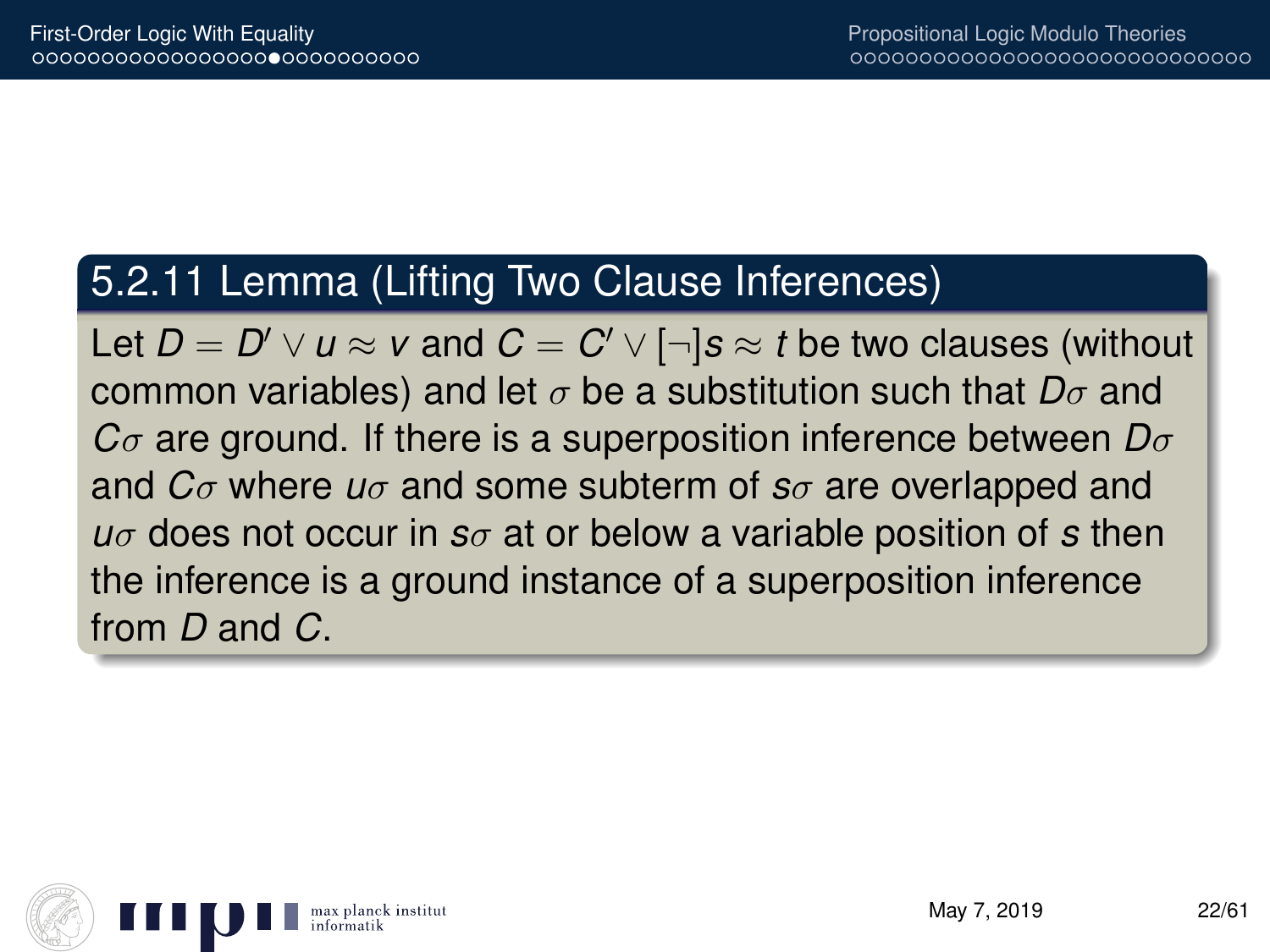## 5.2.11 Lemma (Lifting Two Clause Inferences)

Let $D = D' \lor u \approx v$ and $C = C' \lor [\neg]s \approx t$ be two clauses (without common variables) and let $\sigma$ be a substitution such that $D\sigma$ and $C\sigma$ are ground. If there is a superposition inference between $D\sigma$ and $C\sigma$ where $u\sigma$ and some subterm of $s\sigma$ are overlapped and $u\sigma$ does not occur in $s\sigma$ at or below a variable position of $s$ then the inference is a ground instance of a superposition inference from $D$ and $C$.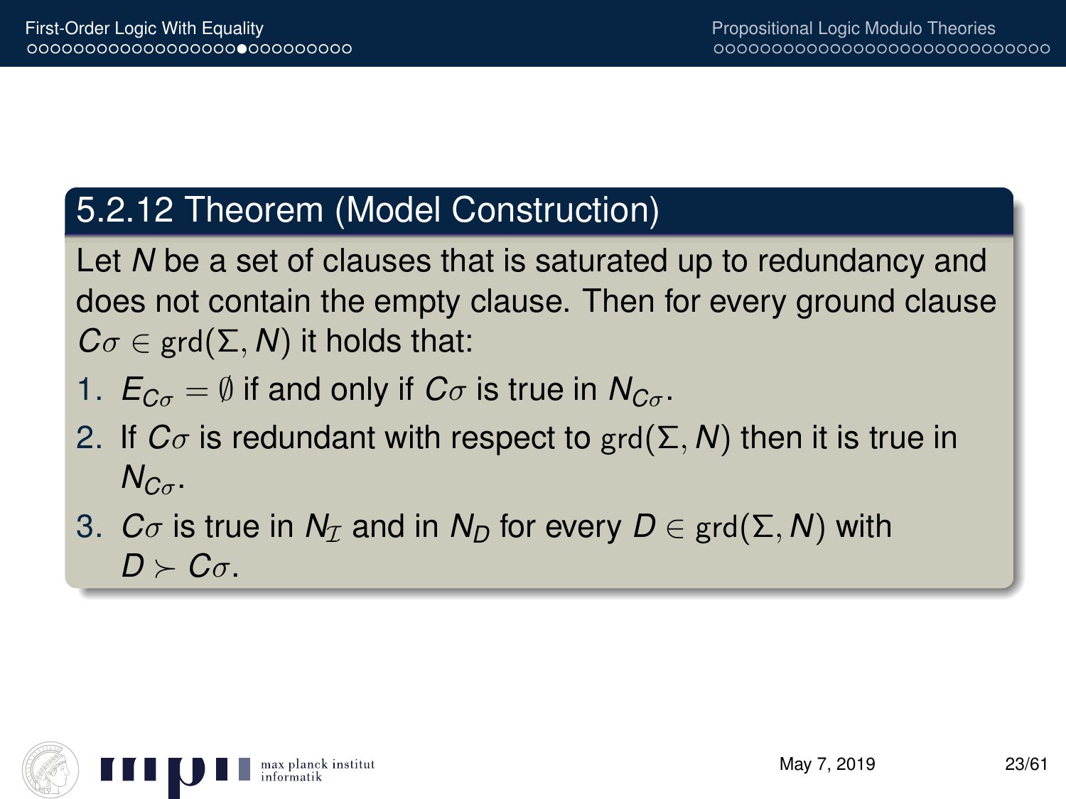### 5.2.12 Theorem (Model Construction)

Let $N$ be a set of clauses that is saturated up to redundancy and does not contain the empty clause. Then for every ground clause $C\sigma \in \mathrm{grd}(\Sigma, N)$ it holds that:

1. $E_{C\sigma} = \emptyset$ if and only if $C\sigma$ is true in $N_{C\sigma}$.
2. If $C\sigma$ is redundant with respect to $\mathrm{grd}(\Sigma, N)$ then it is true in $N_{C\sigma}$.
3. $C\sigma$ is true in $N_{\mathcal{I}}$ and in $N_D$ for every $D \in \mathrm{grd}(\Sigma, N)$ with $D \succ C\sigma$.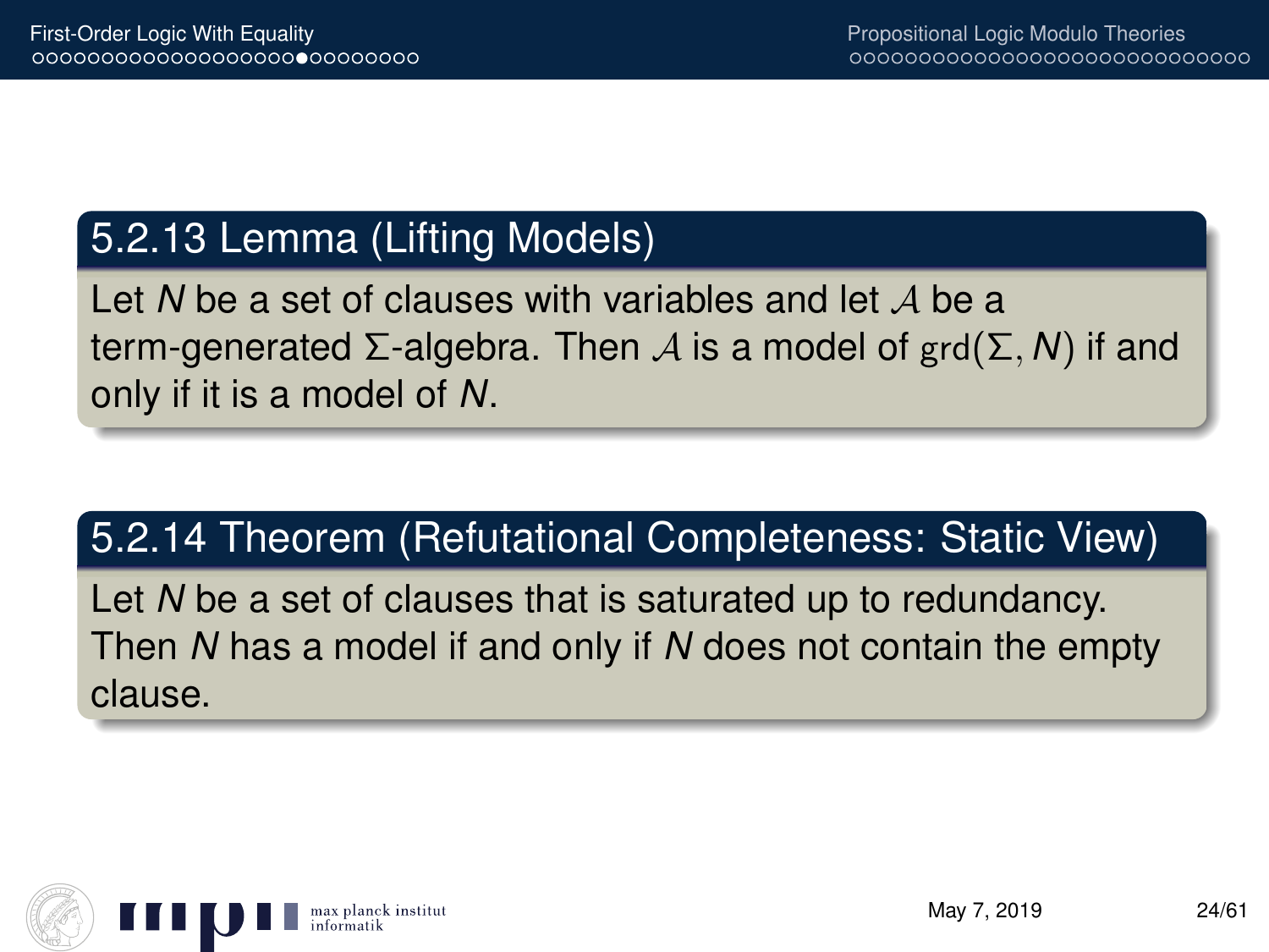### 5.2.13 Lemma (Lifting Models)

Let $N$ be a set of clauses with variables and let $\mathcal{A}$ be a term-generated $\Sigma$-algebra. Then $\mathcal{A}$ is a model of $\mathrm{grd}(\Sigma, N)$ if and only if it is a model of $N$.

### 5.2.14 Theorem (Refutational Completeness: Static View)

Let $N$ be a set of clauses that is saturated up to redundancy. Then $N$ has a model if and only if $N$ does not contain the empty clause.